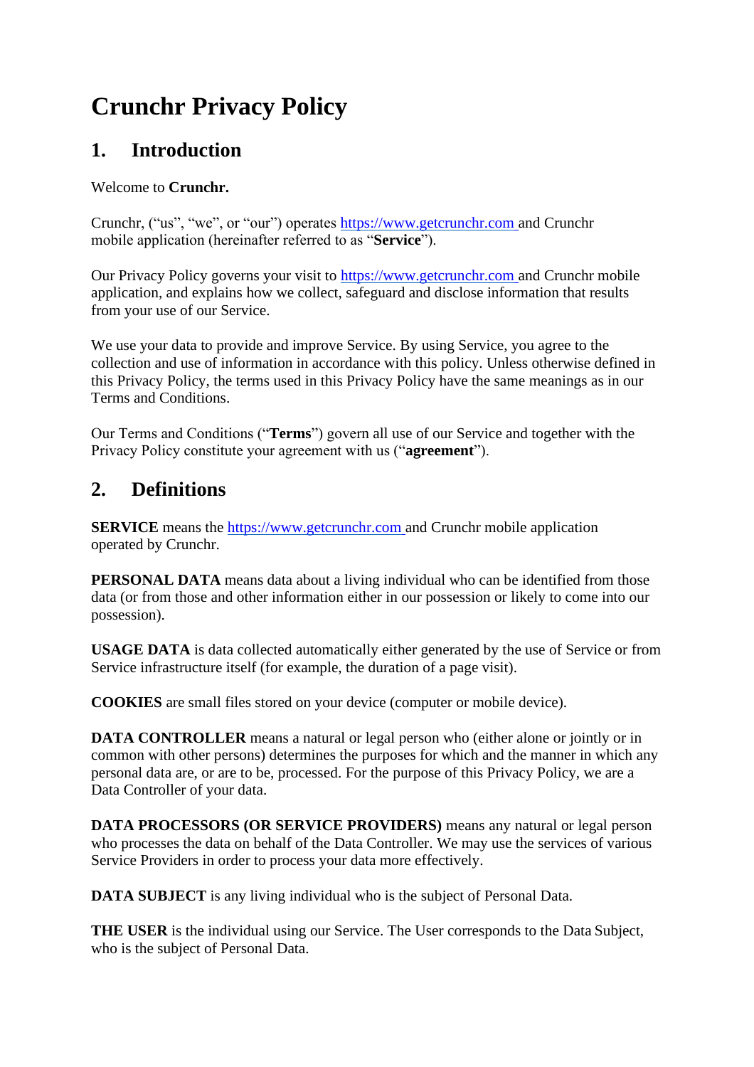# Crunchr Privacy Policy

## 1. Introduction

Welcome to **Crunchr.**

Crunchr, ("us", "we", or "our") operates https://www.getcrunchr.com and Crunchr mobile application (hereinafter referred to as "**Service**").

Our Privacy Policy governs your visit to https://www.getcrunchr.com and Crunchr mobile application, and explains how we collect, safeguard and disclose information that results from your use of our Service.

We use your data to provide and improve Service. By using Service, you agree to the collection and use of information in accordance with this policy. Unless otherwise defined in this Privacy Policy, the terms used in this Privacy Policy have the same meanings as in our Terms and Conditions.

Our Terms and Conditions ("**Terms**") govern all use of our Service and together with the Privacy Policy constitute your agreement with us ("**agreement**").

## 2. Definitions

**SERVICE** means the https://www.getcrunchr.com and Crunchr mobile application operated by Crunchr.

**PERSONAL DATA** means data about a living individual who can be identified from those data (or from those and other information either in our possession or likely to come into our possession).

**USAGE DATA** is data collected automatically either generated by the use of Service or from Service infrastructure itself (for example, the duration of a page visit).

**COOKIES** are small files stored on your device (computer or mobile device).

**DATA CONTROLLER** means a natural or legal person who (either alone or jointly or in common with other persons) determines the purposes for which and the manner in which any personal data are, or are to be, processed. For the purpose of this Privacy Policy, we are a Data Controller of your data.

**DATA PROCESSORS (OR SERVICE PROVIDERS)** means any natural or legal person who processes the data on behalf of the Data Controller. We may use the services of various Service Providers in order to process your data more effectively.

**DATA SUBJECT** is any living individual who is the subject of Personal Data.

**THE USER** is the individual using our Service. The User corresponds to the Data Subject, who is the subject of Personal Data.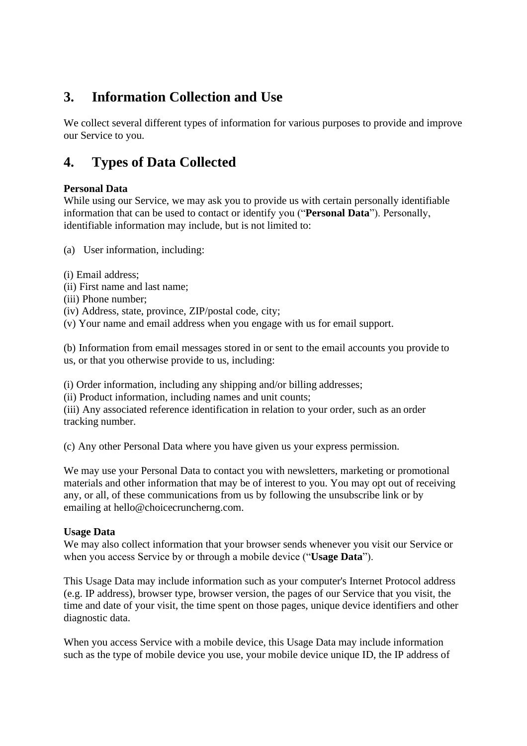## 3. Information Collection and Use

We collect several different types of information for various purposes to provide and improve our Service to you.

## 4. Types of Data Collected

**Personal Data**
While using our Service, we may ask you to provide us with certain personally identifiable information that can be used to contact or identify you ("**Personal Data**"). Personally, identifiable information may include, but is not limited to:

(a) User information, including:

(i) Email address;
(ii) First name and last name;
(iii) Phone number;
(iv) Address, state, province, ZIP/postal code, city;
(v) Your name and email address when you engage with us for email support.

(b) Information from email messages stored in or sent to the email accounts you provide to us, or that you otherwise provide to us, including:

(i) Order information, including any shipping and/or billing addresses;
(ii) Product information, including names and unit counts;
(iii) Any associated reference identification in relation to your order, such as an order tracking number.

(c) Any other Personal Data where you have given us your express permission.

We may use your Personal Data to contact you with newsletters, marketing or promotional materials and other information that may be of interest to you. You may opt out of receiving any, or all, of these communications from us by following the unsubscribe link or by emailing at hello@choicecruncherng.com.

**Usage Data**
We may also collect information that your browser sends whenever you visit our Service or when you access Service by or through a mobile device ("**Usage Data**").

This Usage Data may include information such as your computer's Internet Protocol address (e.g. IP address), browser type, browser version, the pages of our Service that you visit, the time and date of your visit, the time spent on those pages, unique device identifiers and other diagnostic data.

When you access Service with a mobile device, this Usage Data may include information such as the type of mobile device you use, your mobile device unique ID, the IP address of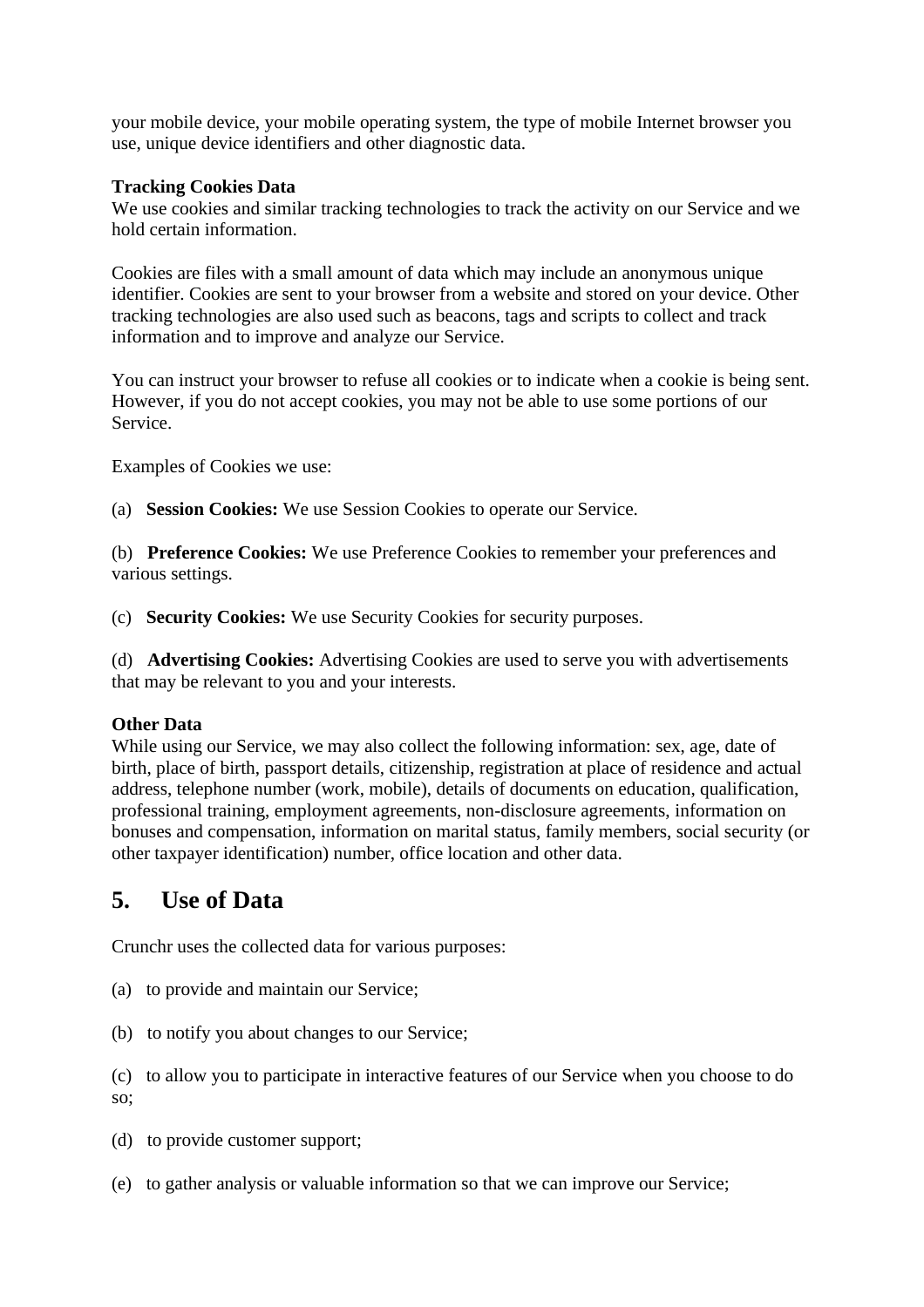your mobile device, your mobile operating system, the type of mobile Internet browser you use, unique device identifiers and other diagnostic data.

**Tracking Cookies Data**

We use cookies and similar tracking technologies to track the activity on our Service and we hold certain information.

Cookies are files with a small amount of data which may include an anonymous unique identifier. Cookies are sent to your browser from a website and stored on your device. Other tracking technologies are also used such as beacons, tags and scripts to collect and track information and to improve and analyze our Service.

You can instruct your browser to refuse all cookies or to indicate when a cookie is being sent. However, if you do not accept cookies, you may not be able to use some portions of our Service.

Examples of Cookies we use:

(a) **Session Cookies:** We use Session Cookies to operate our Service.

(b) **Preference Cookies:** We use Preference Cookies to remember your preferences and various settings.

(c) **Security Cookies:** We use Security Cookies for security purposes.

(d) **Advertising Cookies:** Advertising Cookies are used to serve you with advertisements that may be relevant to you and your interests.

**Other Data**

While using our Service, we may also collect the following information: sex, age, date of birth, place of birth, passport details, citizenship, registration at place of residence and actual address, telephone number (work, mobile), details of documents on education, qualification, professional training, employment agreements, non-disclosure agreements, information on bonuses and compensation, information on marital status, family members, social security (or other taxpayer identification) number, office location and other data.

## 5. Use of Data

Crunchr uses the collected data for various purposes:

(a) to provide and maintain our Service;

(b) to notify you about changes to our Service;

(c) to allow you to participate in interactive features of our Service when you choose to do so;

(d) to provide customer support;

(e) to gather analysis or valuable information so that we can improve our Service;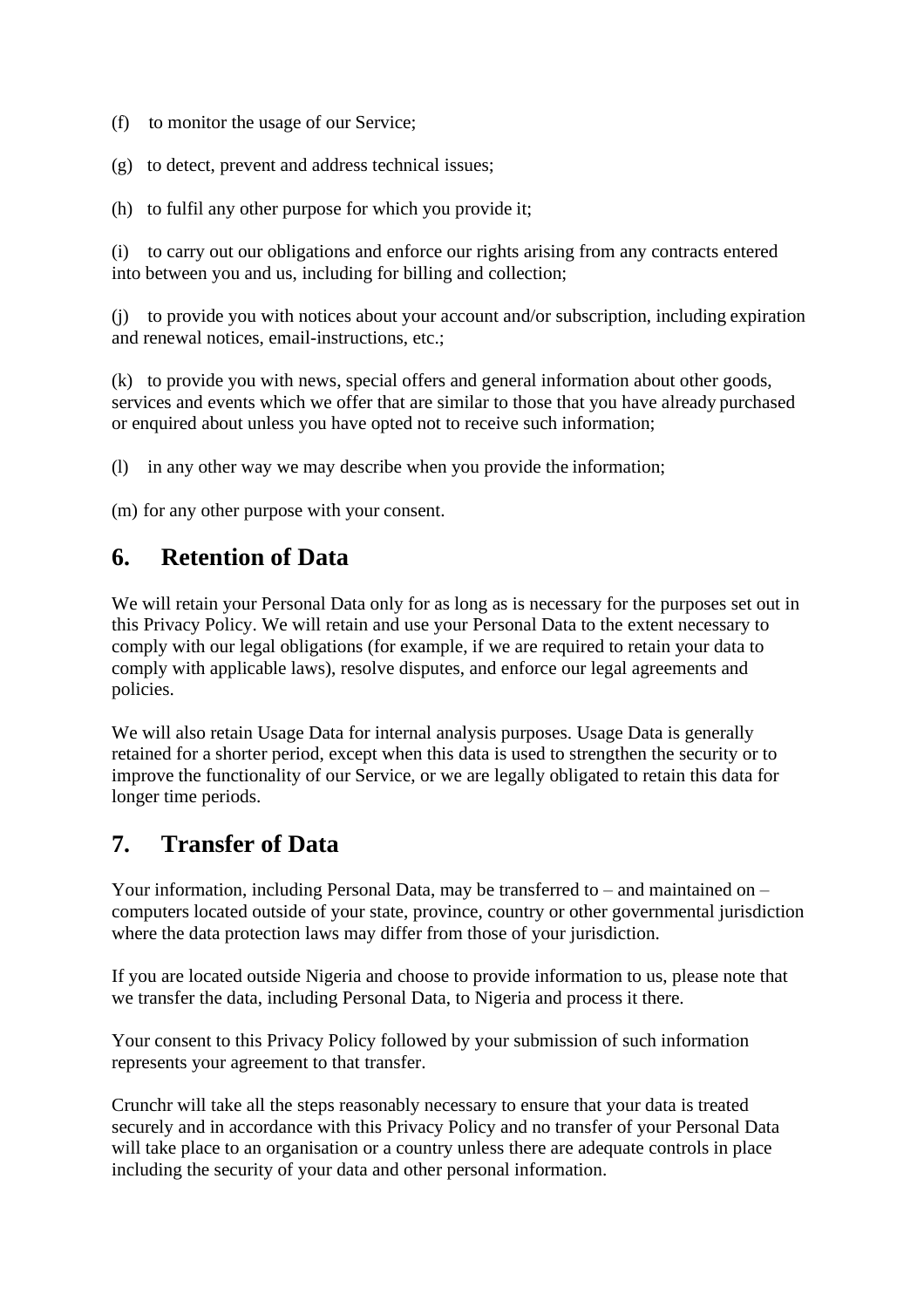(f) to monitor the usage of our Service;

(g) to detect, prevent and address technical issues;

(h) to fulfil any other purpose for which you provide it;

(i) to carry out our obligations and enforce our rights arising from any contracts entered into between you and us, including for billing and collection;

(j) to provide you with notices about your account and/or subscription, including expiration and renewal notices, email-instructions, etc.;

(k) to provide you with news, special offers and general information about other goods, services and events which we offer that are similar to those that you have already purchased or enquired about unless you have opted not to receive such information;

(l) in any other way we may describe when you provide the information;

(m) for any other purpose with your consent.

## 6. Retention of Data

We will retain your Personal Data only for as long as is necessary for the purposes set out in this Privacy Policy. We will retain and use your Personal Data to the extent necessary to comply with our legal obligations (for example, if we are required to retain your data to comply with applicable laws), resolve disputes, and enforce our legal agreements and policies.

We will also retain Usage Data for internal analysis purposes. Usage Data is generally retained for a shorter period, except when this data is used to strengthen the security or to improve the functionality of our Service, or we are legally obligated to retain this data for longer time periods.

## 7. Transfer of Data

Your information, including Personal Data, may be transferred to – and maintained on – computers located outside of your state, province, country or other governmental jurisdiction where the data protection laws may differ from those of your jurisdiction.

If you are located outside Nigeria and choose to provide information to us, please note that we transfer the data, including Personal Data, to Nigeria and process it there.

Your consent to this Privacy Policy followed by your submission of such information represents your agreement to that transfer.

Crunchr will take all the steps reasonably necessary to ensure that your data is treated securely and in accordance with this Privacy Policy and no transfer of your Personal Data will take place to an organisation or a country unless there are adequate controls in place including the security of your data and other personal information.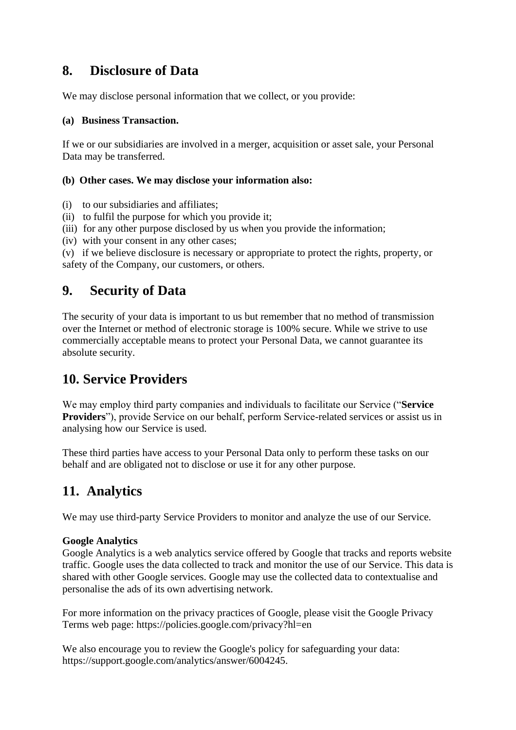## 8. Disclosure of Data

We may disclose personal information that we collect, or you provide:

**(a) Business Transaction.**

If we or our subsidiaries are involved in a merger, acquisition or asset sale, your Personal Data may be transferred.

**(b) Other cases. We may disclose your information also:**

(i) to our subsidiaries and affiliates;
(ii) to fulfil the purpose for which you provide it;
(iii) for any other purpose disclosed by us when you provide the information;
(iv) with your consent in any other cases;
(v) if we believe disclosure is necessary or appropriate to protect the rights, property, or safety of the Company, our customers, or others.

## 9. Security of Data

The security of your data is important to us but remember that no method of transmission over the Internet or method of electronic storage is 100% secure. While we strive to use commercially acceptable means to protect your Personal Data, we cannot guarantee its absolute security.

## 10. Service Providers

We may employ third party companies and individuals to facilitate our Service (“**Service Providers**”), provide Service on our behalf, perform Service-related services or assist us in analysing how our Service is used.

These third parties have access to your Personal Data only to perform these tasks on our behalf and are obligated not to disclose or use it for any other purpose.

## 11. Analytics

We may use third-party Service Providers to monitor and analyze the use of our Service.

**Google Analytics**
Google Analytics is a web analytics service offered by Google that tracks and reports website traffic. Google uses the data collected to track and monitor the use of our Service. This data is shared with other Google services. Google may use the collected data to contextualise and personalise the ads of its own advertising network.

For more information on the privacy practices of Google, please visit the Google Privacy Terms web page: https://policies.google.com/privacy?hl=en

We also encourage you to review the Google's policy for safeguarding your data: https://support.google.com/analytics/answer/6004245.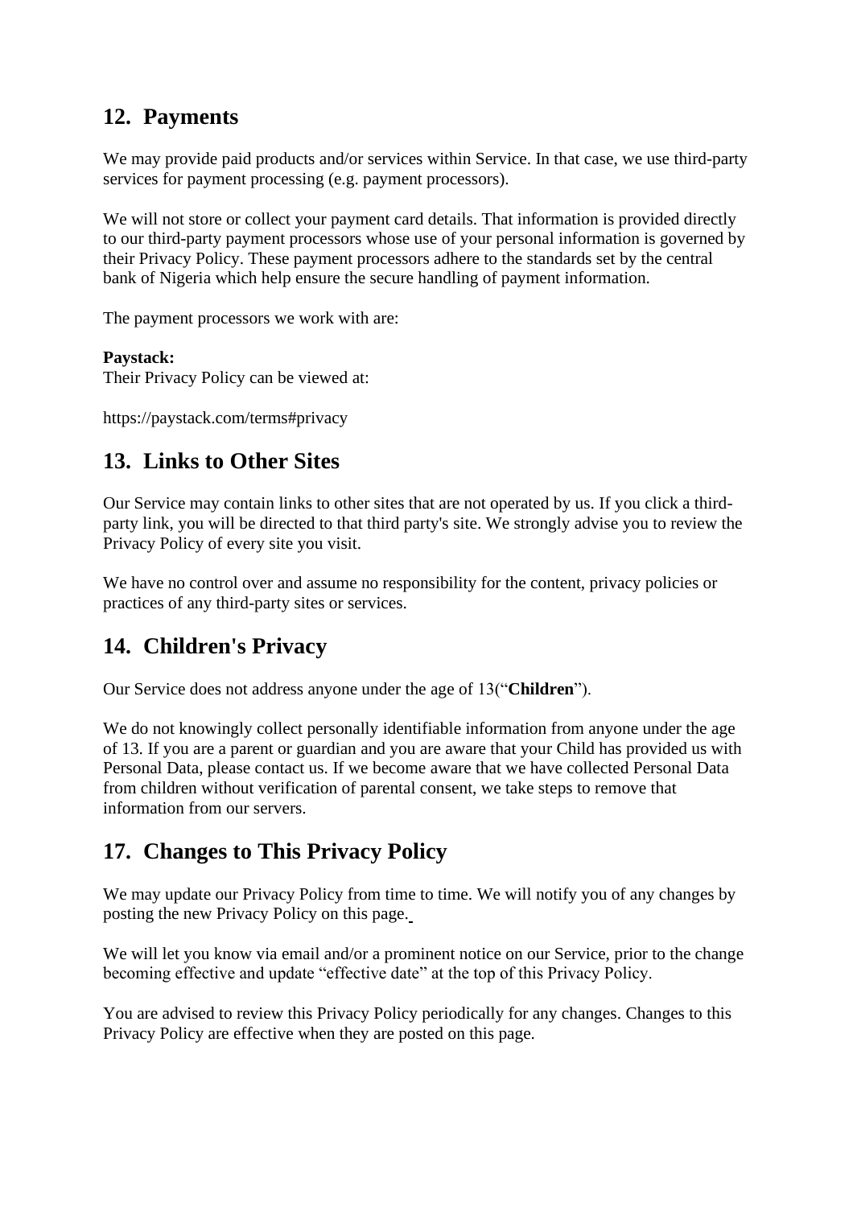## 12. Payments

We may provide paid products and/or services within Service. In that case, we use third-party services for payment processing (e.g. payment processors).

We will not store or collect your payment card details. That information is provided directly to our third-party payment processors whose use of your personal information is governed by their Privacy Policy. These payment processors adhere to the standards set by the central bank of Nigeria which help ensure the secure handling of payment information.

The payment processors we work with are:

**Paystack:**
Their Privacy Policy can be viewed at:

https://paystack.com/terms#privacy

## 13. Links to Other Sites

Our Service may contain links to other sites that are not operated by us. If you click a third-party link, you will be directed to that third party's site. We strongly advise you to review the Privacy Policy of every site you visit.

We have no control over and assume no responsibility for the content, privacy policies or practices of any third-party sites or services.

## 14. Children's Privacy

Our Service does not address anyone under the age of 13(“**Children**”).

We do not knowingly collect personally identifiable information from anyone under the age of 13. If you are a parent or guardian and you are aware that your Child has provided us with Personal Data, please contact us. If we become aware that we have collected Personal Data from children without verification of parental consent, we take steps to remove that information from our servers.

## 17. Changes to This Privacy Policy

We may update our Privacy Policy from time to time. We will notify you of any changes by posting the new Privacy Policy on this page.

We will let you know via email and/or a prominent notice on our Service, prior to the change becoming effective and update “effective date” at the top of this Privacy Policy.

You are advised to review this Privacy Policy periodically for any changes. Changes to this Privacy Policy are effective when they are posted on this page.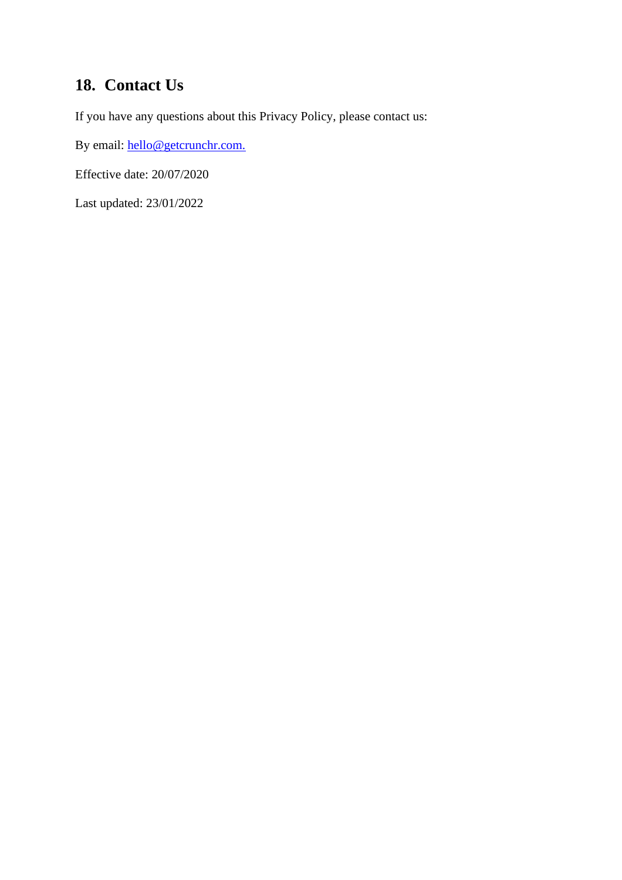## 18. Contact Us

If you have any questions about this Privacy Policy, please contact us:

By email: hello@getcrunchr.com.

Effective date: 20/07/2020

Last updated: 23/01/2022